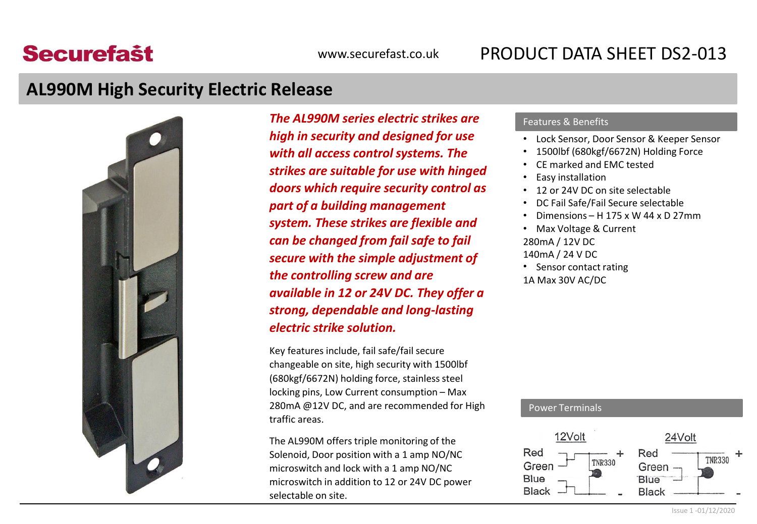Securefast

www.securefast.co.uk

PRODUCT DATA SHEET DS2-013

# AL990M High Security Electric Release

***The AL990M series electric strikes are high in security and designed for use with all access control systems. The strikes are suitable for use with hinged doors which require security control as part of a building management system. These strikes are flexible and can be changed from fail safe to fail secure with the simple adjustment of the controlling screw and are available in 12 or 24V DC. They offer a strong, dependable and long-lasting electric strike solution.***

Key features include, fail safe/fail secure changeable on site, high security with 1500lbf (680kgf/6672N) holding force, stainless steel locking pins, Low Current consumption – Max 280mA @12V DC, and are recommended for High traffic areas.

The AL990M offers triple monitoring of the Solenoid, Door position with a 1 amp NO/NC microswitch and lock with a 1 amp NO/NC microswitch in addition to 12 or 24V DC power selectable on site.

## Features & Benefits

- Lock Sensor, Door Sensor & Keeper Sensor
- 1500lbf (680kgf/6672N) Holding Force
- CE marked and EMC tested
- Easy installation
- 12 or 24V DC on site selectable
- DC Fail Safe/Fail Secure selectable
- Dimensions – H 175 x W 44 x D 27mm
- Max Voltage & Current

280mA / 12V DC

140mA / 24 V DC

- Sensor contact rating

1A Max 30V AC/DC

## Power Terminals

12Volt: Red, Green, Blue, Black — TNR330, + / -

24Volt: Red, Green, Blue, Black — TNR330, + / -

Issue 1 -01/12/2020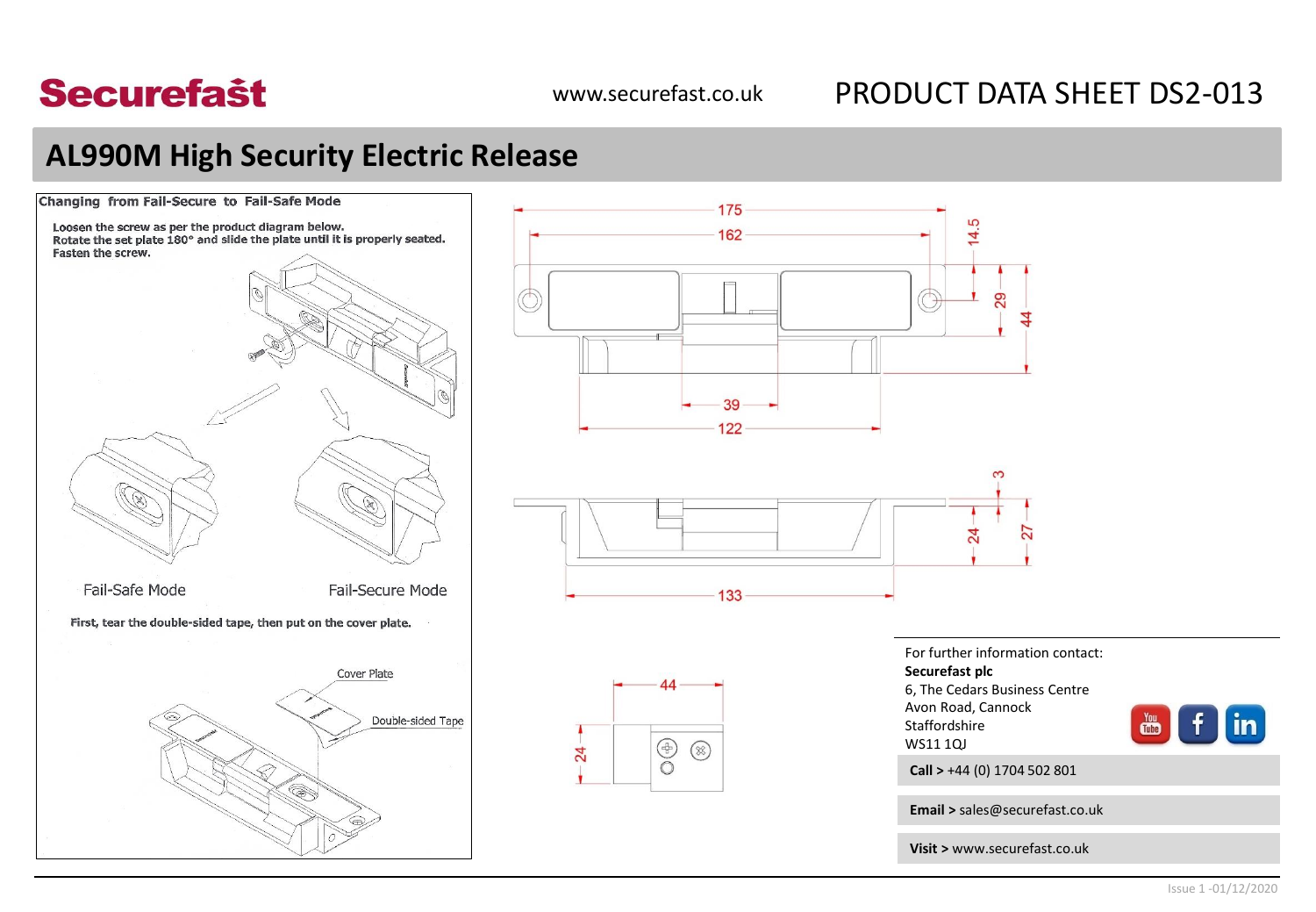Securefast

www.securefast.co.uk

PRODUCT DATA SHEET DS2-013

# AL990M High Security Electric Release

## Changing from Fail-Secure to Fail-Safe Mode

Loosen the screw as per the product diagram below.
Rotate the set plate 180° and slide the plate until it is properly seated.
Fasten the screw.

Fail-Safe Mode

Fail-Secure Mode

First, tear the double-sided tape, then put on the cover plate.

Cover Plate

Double-sided Tape

175
162
14.5
29
44
39
122

3
24
27
133

44
24

For further information contact:
**Securefast plc**
6, The Cedars Business Centre
Avon Road, Cannock
Staffordshire
WS11 1QJ

**Call >** +44 (0) 1704 502 801

**Email >** sales@securefast.co.uk

**Visit >** www.securefast.co.uk

Issue 1 -01/12/2020